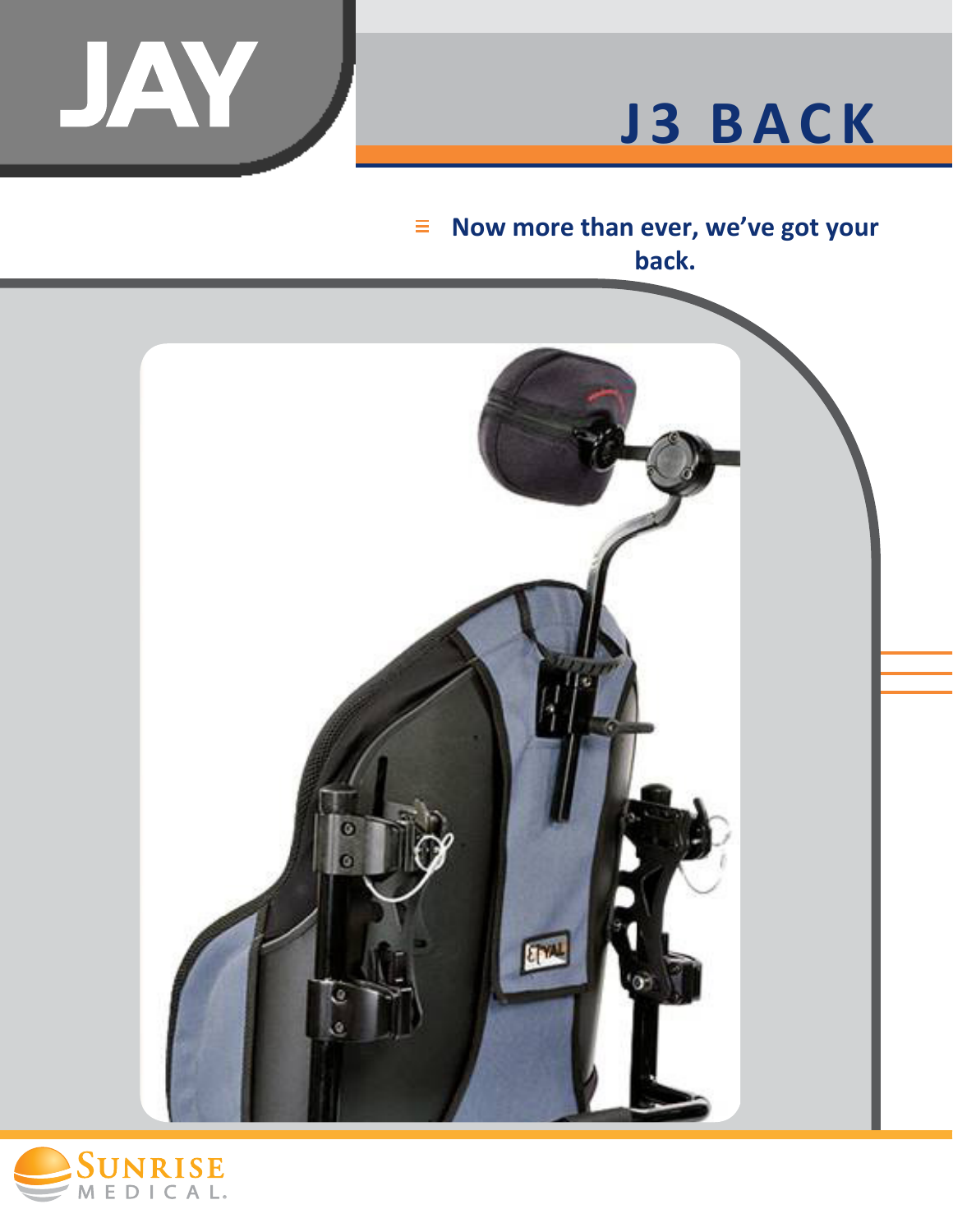JAY

# J3 BACK

- **Now more than ever, we've got your back.**

SUNRISE MEDICAL.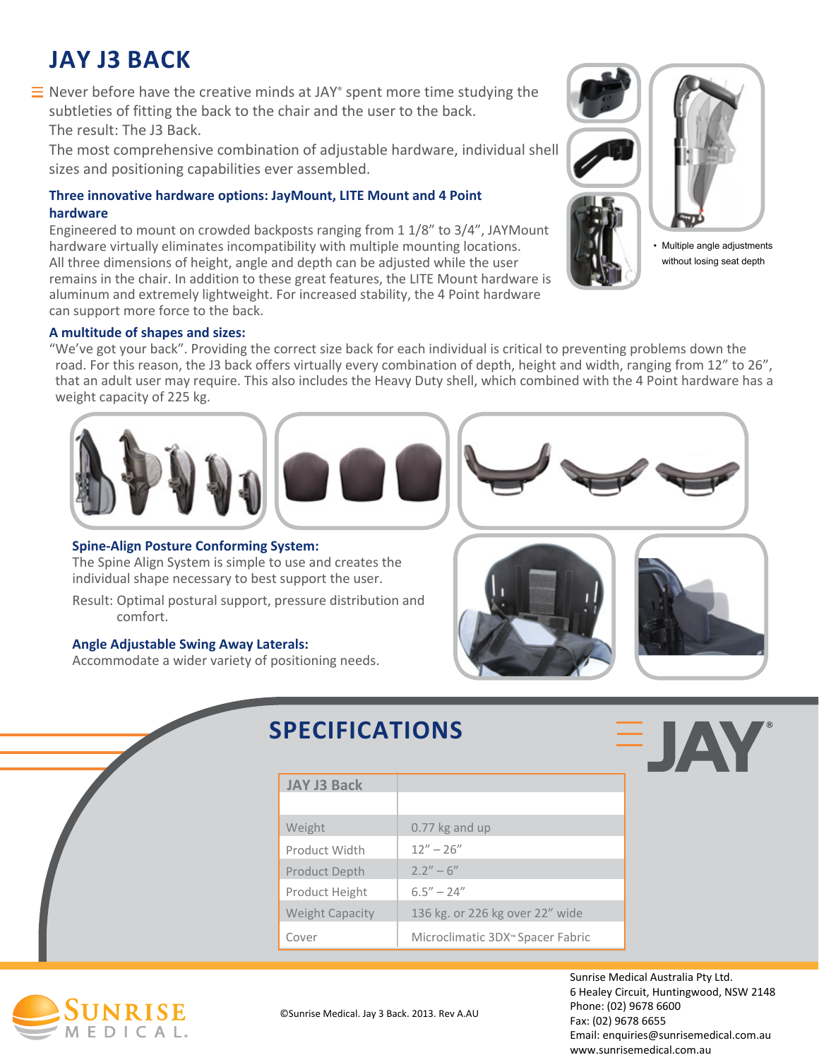# JAY J3 BACK

Never before have the creative minds at JAY® spent more time studying the subtleties of fitting the back to the chair and the user to the back.
The result: The J3 Back.
The most comprehensive combination of adjustable hardware, individual shell sizes and positioning capabilities ever assembled.

### Three innovative hardware options: JayMount, LITE Mount and 4 Point hardware

Engineered to mount on crowded backposts ranging from 1 1/8" to 3/4", JAYMount hardware virtually eliminates incompatibility with multiple mounting locations. All three dimensions of height, angle and depth can be adjusted while the user remains in the chair. In addition to these great features, the LITE Mount hardware is aluminum and extremely lightweight. For increased stability, the 4 Point hardware can support more force to the back.

- Multiple angle adjustments without losing seat depth

### A multitude of shapes and sizes:

"We've got your back". Providing the correct size back for each individual is critical to preventing problems down the road. For this reason, the J3 back offers virtually every combination of depth, height and width, ranging from 12" to 26", that an adult user may require. This also includes the Heavy Duty shell, which combined with the 4 Point hardware has a weight capacity of 225 kg.

### Spine-Align Posture Conforming System:

The Spine Align System is simple to use and creates the individual shape necessary to best support the user.

Result: Optimal postural support, pressure distribution and comfort.

### Angle Adjustable Swing Away Laterals:

Accommodate a wider variety of positioning needs.

## SPECIFICATIONS

| JAY J3 Back | |
|---|---|
| | |
| Weight | 0.77 kg and up |
| Product Width | 12" – 26" |
| Product Depth | 2.2" – 6" |
| Product Height | 6.5" – 24" |
| Weight Capacity | 136 kg. or 226 kg over 22" wide |
| Cover | Microclimatic 3DX™ Spacer Fabric |

©Sunrise Medical. Jay 3 Back. 2013. Rev A.AU

Sunrise Medical Australia Pty Ltd.
6 Healey Circuit, Huntingwood, NSW 2148
Phone: (02) 9678 6600
Fax: (02) 9678 6655
Email: enquiries@sunrisemedical.com.au
www.sunrisemedical.com.au